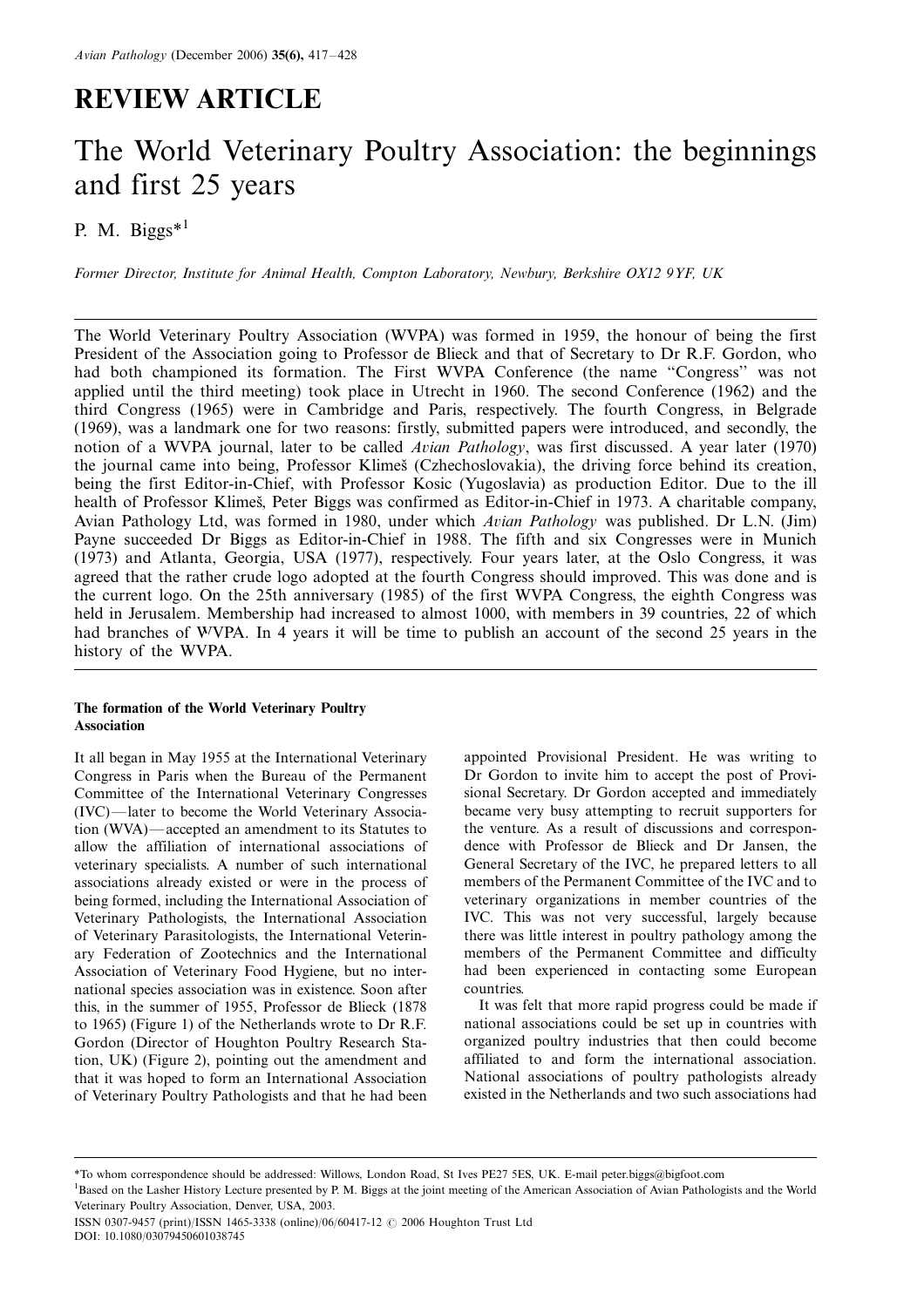# REVIEW ARTICLE

# The World Veterinary Poultry Association: the beginnings and first 25 years

P. M. Biggs*[1]

*Former Director, Institute for Animal Health, Compton Laboratory, Newbury, Berkshire OX12 9YF, UK*

The World Veterinary Poultry Association (WVPA) was formed in 1959, the honour of being the first President of the Association going to Professor de Blieck and that of Secretary to Dr R.F. Gordon, who had both championed its formation. The First WVPA Conference (the name "Congress" was not applied until the third meeting) took place in Utrecht in 1960. The second Conference (1962) and the third Congress (1965) were in Cambridge and Paris, respectively. The fourth Congress, in Belgrade (1969), was a landmark one for two reasons: firstly, submitted papers were introduced, and secondly, the notion of a WVPA journal, later to be called *Avian Pathology*, was first discussed. A year later (1970) the journal came into being, Professor Klimeš (Czhechoslovakia), the driving force behind its creation, being the first Editor-in-Chief, with Professor Kosic (Yugoslavia) as production Editor. Due to the ill health of Professor Klimeš, Peter Biggs was confirmed as Editor-in-Chief in 1973. A charitable company, Avian Pathology Ltd, was formed in 1980, under which *Avian Pathology* was published. Dr L.N. (Jim) Payne succeeded Dr Biggs as Editor-in-Chief in 1988. The fifth and six Congresses were in Munich (1973) and Atlanta, Georgia, USA (1977), respectively. Four years later, at the Oslo Congress, it was agreed that the rather crude logo adopted at the fourth Congress should improved. This was done and is the current logo. On the 25th anniversary (1985) of the first WVPA Congress, the eighth Congress was held in Jerusalem. Membership had increased to almost 1000, with members in 39 countries, 22 of which had branches of WVPA. In 4 years it will be time to publish an account of the second 25 years in the history of the WVPA.

## The formation of the World Veterinary Poultry Association

It all began in May 1955 at the International Veterinary Congress in Paris when the Bureau of the Permanent Committee of the International Veterinary Congresses (IVC)—later to become the World Veterinary Association (WVA)—accepted an amendment to its Statutes to allow the affiliation of international associations of veterinary specialists. A number of such international associations already existed or were in the process of being formed, including the International Association of Veterinary Pathologists, the International Association of Veterinary Parasitologists, the International Veterinary Federation of Zootechnics and the International Association of Veterinary Food Hygiene, but no international species association was in existence. Soon after this, in the summer of 1955, Professor de Blieck (1878 to 1965) (Figure 1) of the Netherlands wrote to Dr R.F. Gordon (Director of Houghton Poultry Research Station, UK) (Figure 2), pointing out the amendment and that it was hoped to form an International Association of Veterinary Poultry Pathologists and that he had been appointed Provisional President. He was writing to Dr Gordon to invite him to accept the post of Provisional Secretary. Dr Gordon accepted and immediately became very busy attempting to recruit supporters for the venture. As a result of discussions and correspondence with Professor de Blieck and Dr Jansen, the General Secretary of the IVC, he prepared letters to all members of the Permanent Committee of the IVC and to veterinary organizations in member countries of the IVC. This was not very successful, largely because there was little interest in poultry pathology among the members of the Permanent Committee and difficulty had been experienced in contacting some European countries.

It was felt that more rapid progress could be made if national associations could be set up in countries with organized poultry industries that then could become affiliated to and form the international association. National associations of poultry pathologists already existed in the Netherlands and two such associations had

---

*To whom correspondence should be addressed: Willows, London Road, St Ives PE27 5ES, UK. E-mail peter.biggs@bigfoot.com

[1]Based on the Lasher History Lecture presented by P. M. Biggs at the joint meeting of the American Association of Avian Pathologists and the World Veterinary Poultry Association, Denver, USA, 2003.

ISSN 0307-9457 (print)/ISSN 1465-3338 (online)/06/60417-12 © 2006 Houghton Trust Ltd
DOI: 10.1080/03079450601038745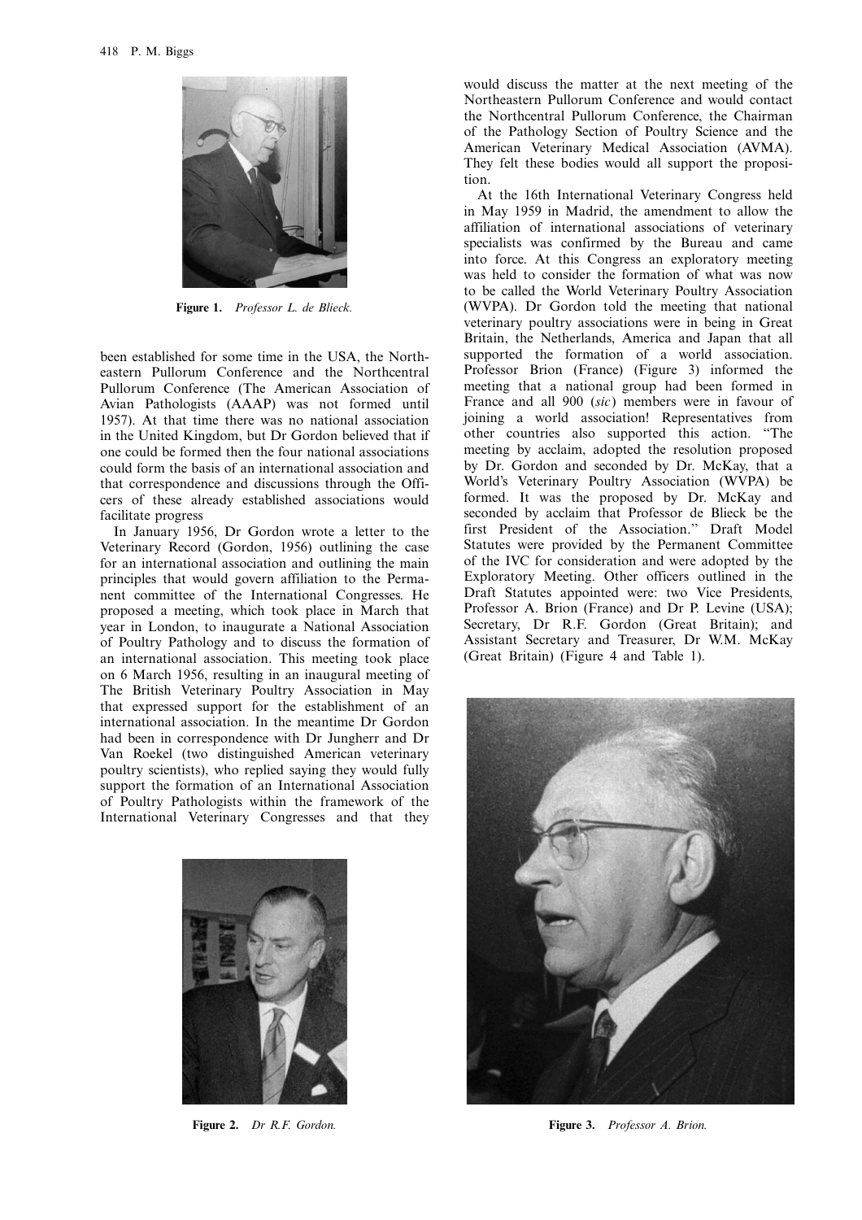Figure 1. *Professor L. de Blieck.*

been established for some time in the USA, the North-eastern Pullorum Conference and the Northcentral Pullorum Conference (The American Association of Avian Pathologists (AAAP) was not formed until 1957). At that time there was no national association in the United Kingdom, but Dr Gordon believed that if one could be formed then the four national associations could form the basis of an international association and that correspondence and discussions through the Officers of these already established associations would facilitate progress

In January 1956, Dr Gordon wrote a letter to the Veterinary Record (Gordon, 1956) outlining the case for an international association and outlining the main principles that would govern affiliation to the Permanent committee of the International Congresses. He proposed a meeting, which took place in March that year in London, to inaugurate a National Association of Poultry Pathology and to discuss the formation of an international association. This meeting took place on 6 March 1956, resulting in an inaugural meeting of The British Veterinary Poultry Association in May that expressed support for the establishment of an international association. In the meantime Dr Gordon had been in correspondence with Dr Jungherr and Dr Van Roekel (two distinguished American veterinary poultry scientists), who replied saying they would fully support the formation of an International Association of Poultry Pathologists within the framework of the International Veterinary Congresses and that they would discuss the matter at the next meeting of the Northeastern Pullorum Conference and would contact the Northcentral Pullorum Conference, the Chairman of the Pathology Section of Poultry Science and the American Veterinary Medical Association (AVMA). They felt these bodies would all support the proposition.

At the 16th International Veterinary Congress held in May 1959 in Madrid, the amendment to allow the affiliation of international associations of veterinary specialists was confirmed by the Bureau and came into force. At this Congress an exploratory meeting was held to consider the formation of what was now to be called the World Veterinary Poultry Association (WVPA). Dr Gordon told the meeting that national veterinary poultry associations were in being in Great Britain, the Netherlands, America and Japan that all supported the formation of a world association. Professor Brion (France) (Figure 3) informed the meeting that a national group had been formed in France and all 900 (*sic*) members were in favour of joining a world association! Representatives from other countries also supported this action. "The meeting by acclaim, adopted the resolution proposed by Dr. Gordon and seconded by Dr. McKay, that a World's Veterinary Poultry Association (WVPA) be formed. It was the proposed by Dr. McKay and seconded by acclaim that Professor de Blieck be the first President of the Association." Draft Model Statutes were provided by the Permanent Committee of the IVC for consideration and were adopted by the Exploratory Meeting. Other officers outlined in the Draft Statutes appointed were: two Vice Presidents, Professor A. Brion (France) and Dr P. Levine (USA); Secretary, Dr R.F. Gordon (Great Britain); and Assistant Secretary and Treasurer, Dr W.M. McKay (Great Britain) (Figure 4 and Table 1).

Figure 2. *Dr R.F. Gordon.*

Figure 3. *Professor A. Brion.*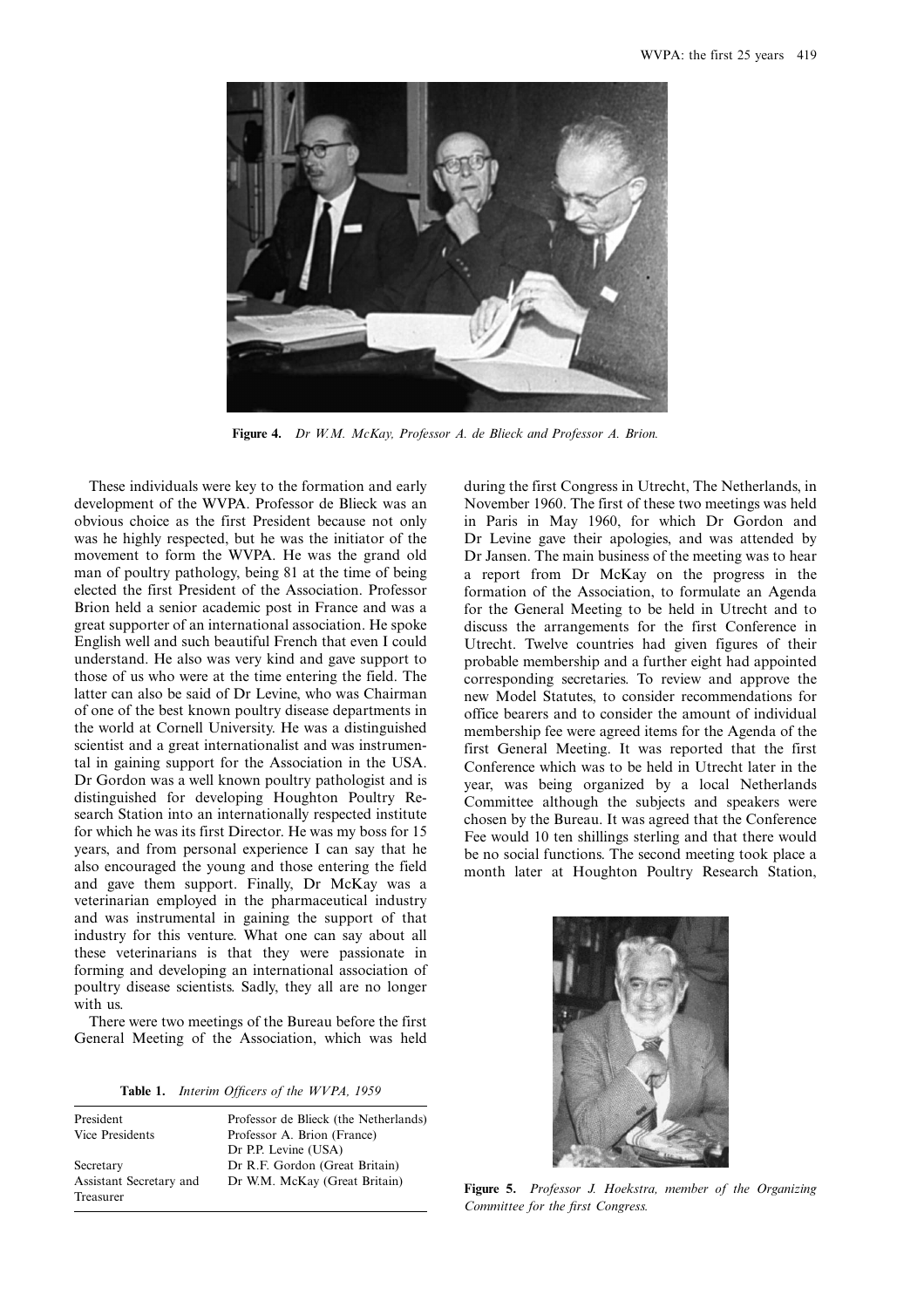Figure 4. *Dr W.M. McKay, Professor A. de Blieck and Professor A. Brion.*

These individuals were key to the formation and early development of the WVPA. Professor de Blieck was an obvious choice as the first President because not only was he highly respected, but he was the initiator of the movement to form the WVPA. He was the grand old man of poultry pathology, being 81 at the time of being elected the first President of the Association. Professor Brion held a senior academic post in France and was a great supporter of an international association. He spoke English well and such beautiful French that even I could understand. He also was very kind and gave support to those of us who were at the time entering the field. The latter can also be said of Dr Levine, who was Chairman of one of the best known poultry disease departments in the world at Cornell University. He was a distinguished scientist and a great internationalist and was instrumental in gaining support for the Association in the USA. Dr Gordon was a well known poultry pathologist and is distinguished for developing Houghton Poultry Research Station into an internationally respected institute for which he was its first Director. He was my boss for 15 years, and from personal experience I can say that he also encouraged the young and those entering the field and gave them support. Finally, Dr McKay was a veterinarian employed in the pharmaceutical industry and was instrumental in gaining the support of that industry for this venture. What one can say about all these veterinarians is that they were passionate in forming and developing an international association of poultry disease scientists. Sadly, they all are no longer with us.

There were two meetings of the Bureau before the first General Meeting of the Association, which was held during the first Congress in Utrecht, The Netherlands, in November 1960. The first of these two meetings was held in Paris in May 1960, for which Dr Gordon and Dr Levine gave their apologies, and was attended by Dr Jansen. The main business of the meeting was to hear a report from Dr McKay on the progress in the formation of the Association, to formulate an Agenda for the General Meeting to be held in Utrecht and to discuss the arrangements for the first Conference in Utrecht. Twelve countries had given figures of their probable membership and a further eight had appointed corresponding secretaries. To review and approve the new Model Statutes, to consider recommendations for office bearers and to consider the amount of individual membership fee were agreed items for the Agenda of the first General Meeting. It was reported that the first Conference which was to be held in Utrecht later in the year, was being organized by a local Netherlands Committee although the subjects and speakers were chosen by the Bureau. It was agreed that the Conference Fee would 10 ten shillings sterling and that there would be no social functions. The second meeting took place a month later at Houghton Poultry Research Station,

**Table 1.** *Interim Officers of the WVPA, 1959*

| | |
|---|---|
| President | Professor de Blieck (the Netherlands) |
| Vice Presidents | Professor A. Brion (France) |
| | Dr P.P. Levine (USA) |
| Secretary | Dr R.F. Gordon (Great Britain) |
| Assistant Secretary and Treasurer | Dr W.M. McKay (Great Britain) |

Figure 5. *Professor J. Hoekstra, member of the Organizing Committee for the first Congress.*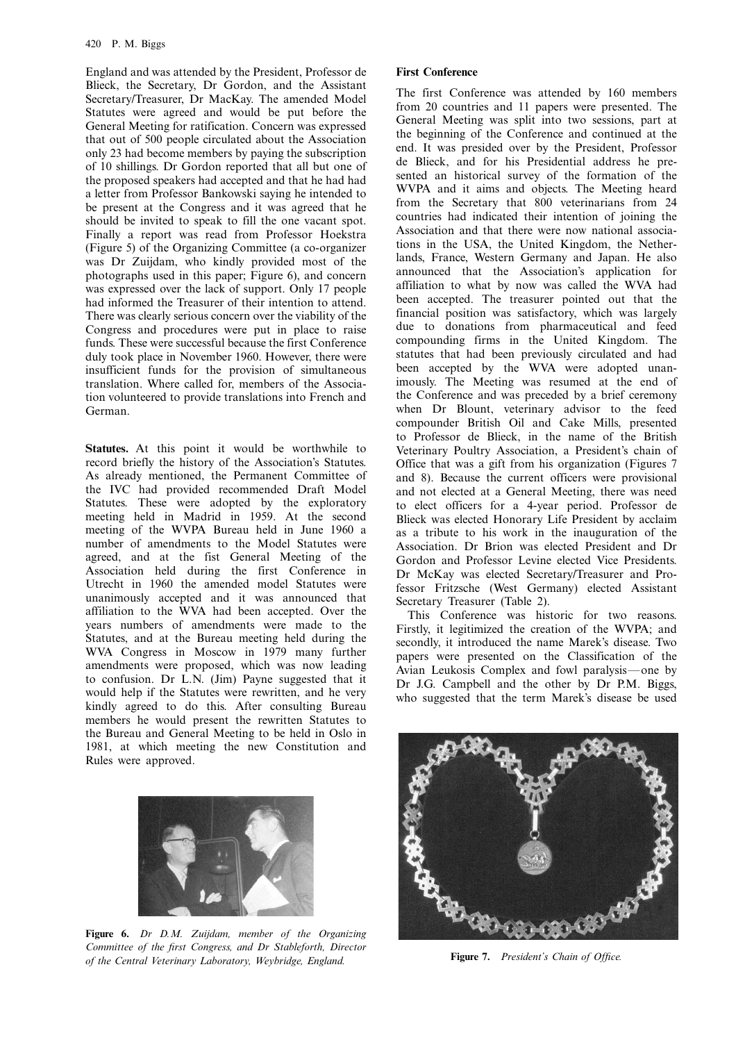England and was attended by the President, Professor de Blieck, the Secretary, Dr Gordon, and the Assistant Secretary/Treasurer, Dr MacKay. The amended Model Statutes were agreed and would be put before the General Meeting for ratification. Concern was expressed that out of 500 people circulated about the Association only 23 had become members by paying the subscription of 10 shillings. Dr Gordon reported that all but one of the proposed speakers had accepted and that he had had a letter from Professor Bankowski saying he intended to be present at the Congress and it was agreed that he should be invited to speak to fill the one vacant spot. Finally a report was read from Professor Hoekstra (Figure 5) of the Organizing Committee (a co-organizer was Dr Zuijdam, who kindly provided most of the photographs used in this paper; Figure 6), and concern was expressed over the lack of support. Only 17 people had informed the Treasurer of their intention to attend. There was clearly serious concern over the viability of the Congress and procedures were put in place to raise funds. These were successful because the first Conference duly took place in November 1960. However, there were insufficient funds for the provision of simultaneous translation. Where called for, members of the Association volunteered to provide translations into French and German.

**Statutes.** At this point it would be worthwhile to record briefly the history of the Association's Statutes. As already mentioned, the Permanent Committee of the IVC had provided recommended Draft Model Statutes. These were adopted by the exploratory meeting held in Madrid in 1959. At the second meeting of the WVPA Bureau held in June 1960 a number of amendments to the Model Statutes were agreed, and at the fist General Meeting of the Association held during the first Conference in Utrecht in 1960 the amended model Statutes were unanimously accepted and it was announced that affiliation to the WVA had been accepted. Over the years numbers of amendments were made to the Statutes, and at the Bureau meeting held during the WVA Congress in Moscow in 1979 many further amendments were proposed, which was now leading to confusion. Dr L.N. (Jim) Payne suggested that it would help if the Statutes were rewritten, and he very kindly agreed to do this. After consulting Bureau members he would present the rewritten Statutes to the Bureau and General Meeting to be held in Oslo in 1981, at which meeting the new Constitution and Rules were approved.

**Figure 6.** *Dr D.M. Zuijdam, member of the Organizing Committee of the first Congress, and Dr Stableforth, Director of the Central Veterinary Laboratory, Weybridge, England.*

**First Conference**

The first Conference was attended by 160 members from 20 countries and 11 papers were presented. The General Meeting was split into two sessions, part at the beginning of the Conference and continued at the end. It was presided over by the President, Professor de Blieck, and for his Presidential address he presented an historical survey of the formation of the WVPA and it aims and objects. The Meeting heard from the Secretary that 800 veterinarians from 24 countries had indicated their intention of joining the Association and that there were now national associations in the USA, the United Kingdom, the Netherlands, France, Western Germany and Japan. He also announced that the Association's application for affiliation to what by now was called the WVA had been accepted. The treasurer pointed out that the financial position was satisfactory, which was largely due to donations from pharmaceutical and feed compounding firms in the United Kingdom. The statutes that had been previously circulated and had been accepted by the WVA were adopted unanimously. The Meeting was resumed at the end of the Conference and was preceded by a brief ceremony when Dr Blount, veterinary advisor to the feed compounder British Oil and Cake Mills, presented to Professor de Blieck, in the name of the British Veterinary Poultry Association, a President's chain of Office that was a gift from his organization (Figures 7 and 8). Because the current officers were provisional and not elected at a General Meeting, there was need to elect officers for a 4-year period. Professor de Blieck was elected Honorary Life President by acclaim as a tribute to his work in the inauguration of the Association. Dr Brion was elected President and Dr Gordon and Professor Levine elected Vice Presidents. Dr McKay was elected Secretary/Treasurer and Professor Fritzsche (West Germany) elected Assistant Secretary Treasurer (Table 2).

This Conference was historic for two reasons. Firstly, it legitimized the creation of the WVPA; and secondly, it introduced the name Marek's disease. Two papers were presented on the Classification of the Avian Leukosis Complex and fowl paralysis—one by Dr J.G. Campbell and the other by Dr P.M. Biggs, who suggested that the term Marek's disease be used

**Figure 7.** *President's Chain of Office.*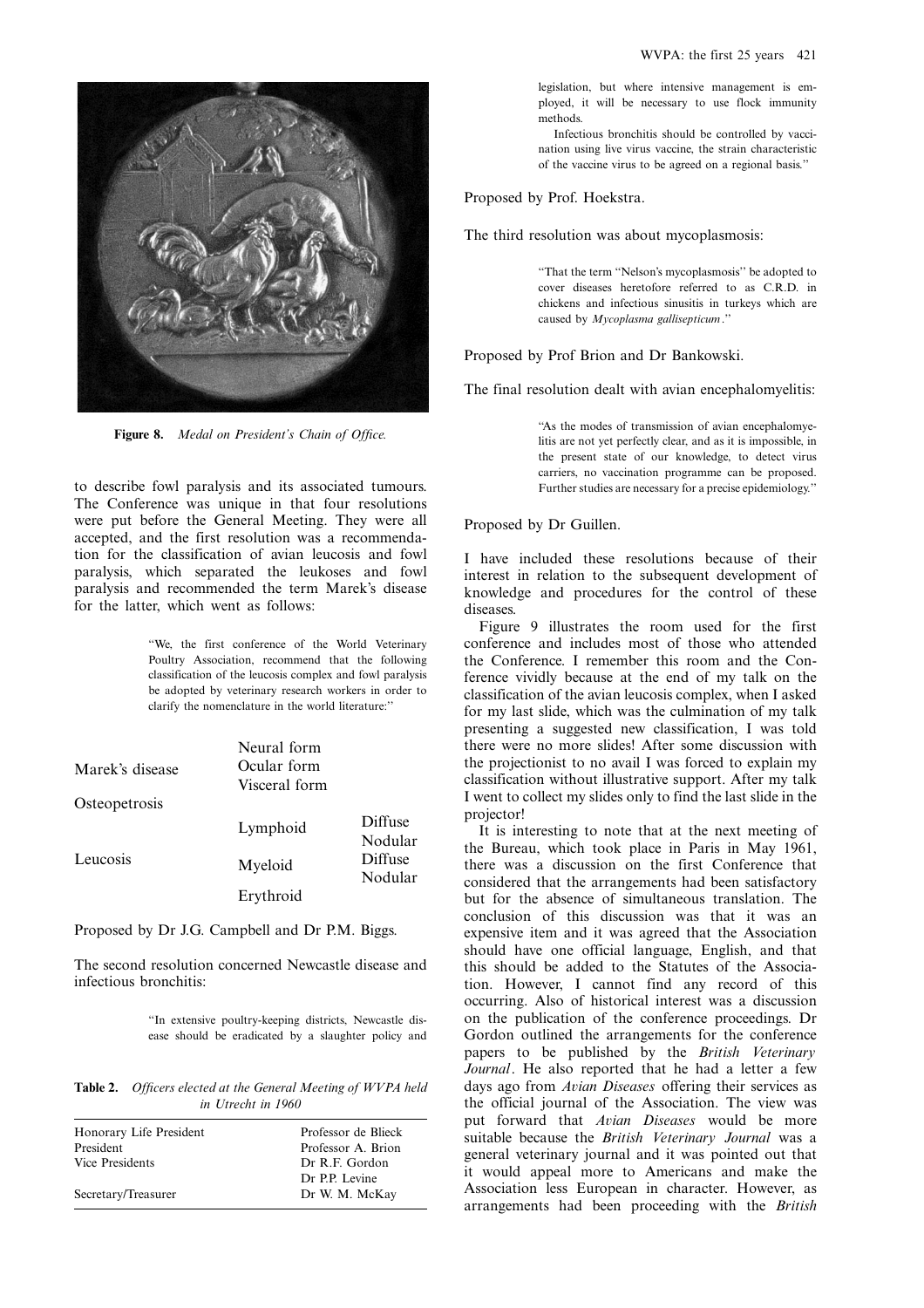**Figure 8.** *Medal on President's Chain of Office.*

to describe fowl paralysis and its associated tumours. The Conference was unique in that four resolutions were put before the General Meeting. They were all accepted, and the first resolution was a recommendation for the classification of avian leucosis and fowl paralysis, which separated the leukoses and fowl paralysis and recommended the term Marek's disease for the latter, which went as follows:

> "We, the first conference of the World Veterinary Poultry Association, recommend that the following classification of the leucosis complex and fowl paralysis be adopted by veterinary research workers in order to clarify the nomenclature in the world literature:"

| | | |
|---|---|---|
| Marek's disease | Neural form<br>Ocular form<br>Visceral form | |
| Osteopetrosis | | |
| Leucosis | Lymphoid | Diffuse<br>Nodular |
| | Myeloid | Diffuse<br>Nodular |
| | Erythroid | |

Proposed by Dr J.G. Campbell and Dr P.M. Biggs.

The second resolution concerned Newcastle disease and infectious bronchitis:

> "In extensive poultry-keeping districts, Newcastle disease should be eradicated by a slaughter policy and legislation, but where intensive management is employed, it will be necessary to use flock immunity methods.
>
> Infectious bronchitis should be controlled by vaccination using live virus vaccine, the strain characteristic of the vaccine virus to be agreed on a regional basis."

Proposed by Prof. Hoekstra.

The third resolution was about mycoplasmosis:

> "That the term "Nelson's mycoplasmosis" be adopted to cover diseases heretofore referred to as C.R.D. in chickens and infectious sinusitis in turkeys which are caused by *Mycoplasma gallisepticum*."

Proposed by Prof Brion and Dr Bankowski.

The final resolution dealt with avian encephalomyelitis:

> "As the modes of transmission of avian encephalomyelitis are not yet perfectly clear, and as it is impossible, in the present state of our knowledge, to detect virus carriers, no vaccination programme can be proposed. Further studies are necessary for a precise epidemiology."

Proposed by Dr Guillen.

I have included these resolutions because of their interest in relation to the subsequent development of knowledge and procedures for the control of these diseases.

Figure 9 illustrates the room used for the first conference and includes most of those who attended the Conference. I remember this room and the Conference vividly because at the end of my talk on the classification of the avian leucosis complex, when I asked for my last slide, which was the culmination of my talk presenting a suggested new classification, I was told there were no more slides! After some discussion with the projectionist to no avail I was forced to explain my classification without illustrative support. After my talk I went to collect my slides only to find the last slide in the projector!

It is interesting to note that at the next meeting of the Bureau, which took place in Paris in May 1961, there was a discussion on the first Conference that considered that the arrangements had been satisfactory but for the absence of simultaneous translation. The conclusion of this discussion was that it was an expensive item and it was agreed that the Association should have one official language, English, and that this should be added to the Statutes of the Association. However, I cannot find any record of this occurring. Also of historical interest was a discussion on the publication of the conference proceedings. Dr Gordon outlined the arrangements for the conference papers to be published by the *British Veterinary Journal*. He also reported that he had a letter a few days ago from *Avian Diseases* offering their services as the official journal of the Association. The view was put forward that *Avian Diseases* would be more suitable because the *British Veterinary Journal* was a general veterinary journal and it was pointed out that it would appeal more to Americans and make the Association less European in character. However, as arrangements had been proceeding with the *British*

**Table 2.** *Officers elected at the General Meeting of WVPA held in Utrecht in 1960*

| | |
|---|---|
| Honorary Life President | Professor de Blieck |
| President | Professor A. Brion |
| Vice Presidents | Dr R.F. Gordon<br>Dr P.P. Levine |
| Secretary/Treasurer | Dr W. M. McKay |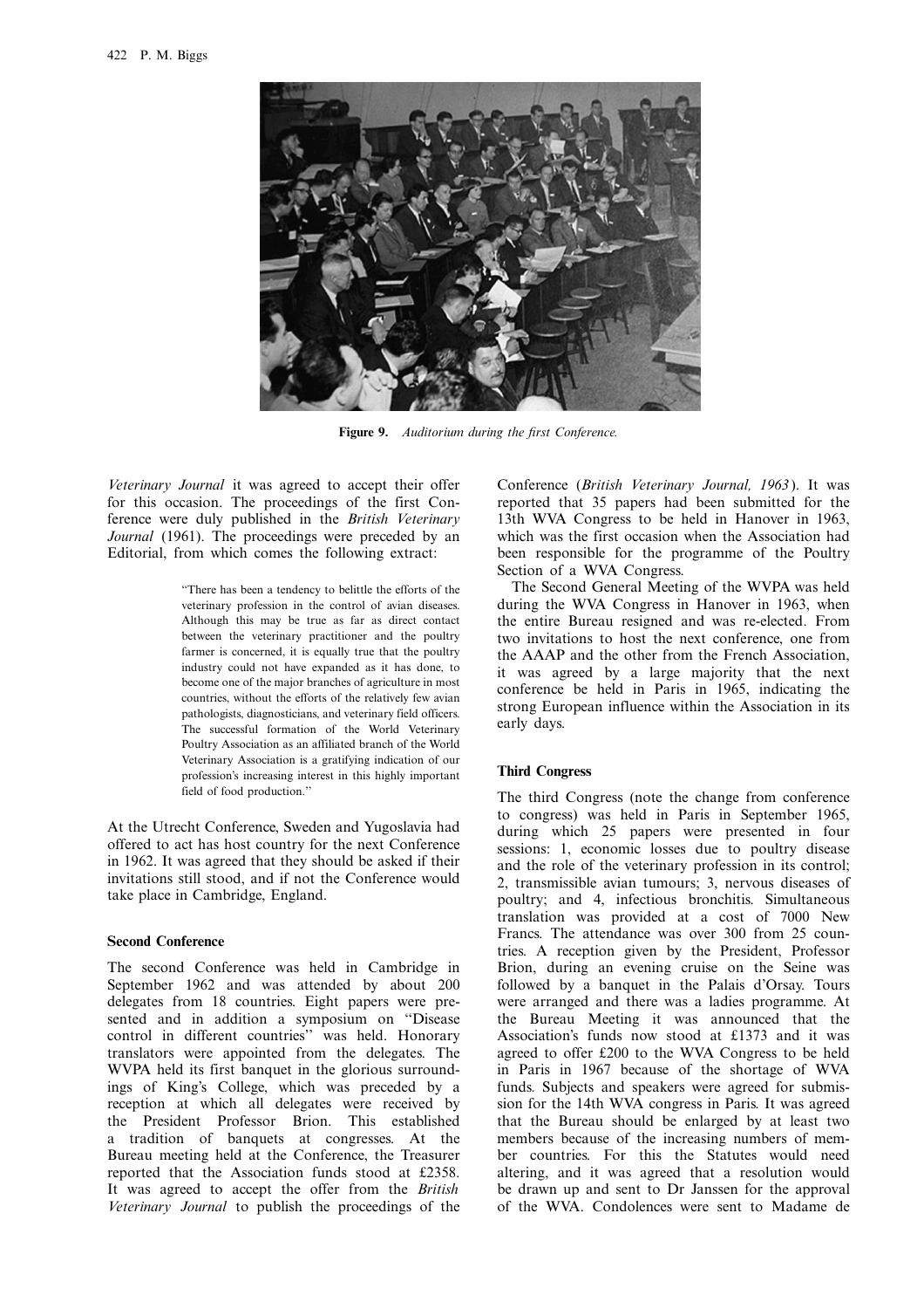**Figure 9.** *Auditorium during the first Conference.*

*Veterinary Journal* it was agreed to accept their offer for this occasion. The proceedings of the first Conference were duly published in the *British Veterinary Journal* (1961). The proceedings were preceded by an Editorial, from which comes the following extract:

> "There has been a tendency to belittle the efforts of the veterinary profession in the control of avian diseases. Although this may be true as far as direct contact between the veterinary practitioner and the poultry farmer is concerned, it is equally true that the poultry industry could not have expanded as it has done, to become one of the major branches of agriculture in most countries, without the efforts of the relatively few avian pathologists, diagnosticians, and veterinary field officers. The successful formation of the World Veterinary Poultry Association as an affiliated branch of the World Veterinary Association is a gratifying indication of our profession's increasing interest in this highly important field of food production."

At the Utrecht Conference, Sweden and Yugoslavia had offered to act has host country for the next Conference in 1962. It was agreed that they should be asked if their invitations still stood, and if not the Conference would take place in Cambridge, England.

### Second Conference

The second Conference was held in Cambridge in September 1962 and was attended by about 200 delegates from 18 countries. Eight papers were presented and in addition a symposium on "Disease control in different countries" was held. Honorary translators were appointed from the delegates. The WVPA held its first banquet in the glorious surroundings of King's College, which was preceded by a reception at which all delegates were received by the President Professor Brion. This established a tradition of banquets at congresses. At the Bureau meeting held at the Conference, the Treasurer reported that the Association funds stood at £2358. It was agreed to accept the offer from the *British Veterinary Journal* to publish the proceedings of the Conference (*British Veterinary Journal, 1963*). It was reported that 35 papers had been submitted for the 13th WVA Congress to be held in Hanover in 1963, which was the first occasion when the Association had been responsible for the programme of the Poultry Section of a WVA Congress.

The Second General Meeting of the WVPA was held during the WVA Congress in Hanover in 1963, when the entire Bureau resigned and was re-elected. From two invitations to host the next conference, one from the AAAP and the other from the French Association, it was agreed by a large majority that the next conference be held in Paris in 1965, indicating the strong European influence within the Association in its early days.

### Third Congress

The third Congress (note the change from conference to congress) was held in Paris in September 1965, during which 25 papers were presented in four sessions: 1, economic losses due to poultry disease and the role of the veterinary profession in its control; 2, transmissible avian tumours; 3, nervous diseases of poultry; and 4, infectious bronchitis. Simultaneous translation was provided at a cost of 7000 New Francs. The attendance was over 300 from 25 countries. A reception given by the President, Professor Brion, during an evening cruise on the Seine was followed by a banquet in the Palais d'Orsay. Tours were arranged and there was a ladies programme. At the Bureau Meeting it was announced that the Association's funds now stood at £1373 and it was agreed to offer £200 to the WVA Congress to be held in Paris in 1967 because of the shortage of WVA funds. Subjects and speakers were agreed for submission for the 14th WVA congress in Paris. It was agreed that the Bureau should be enlarged by at least two members because of the increasing numbers of member countries. For this the Statutes would need altering, and it was agreed that a resolution would be drawn up and sent to Dr Janssen for the approval of the WVA. Condolences were sent to Madame de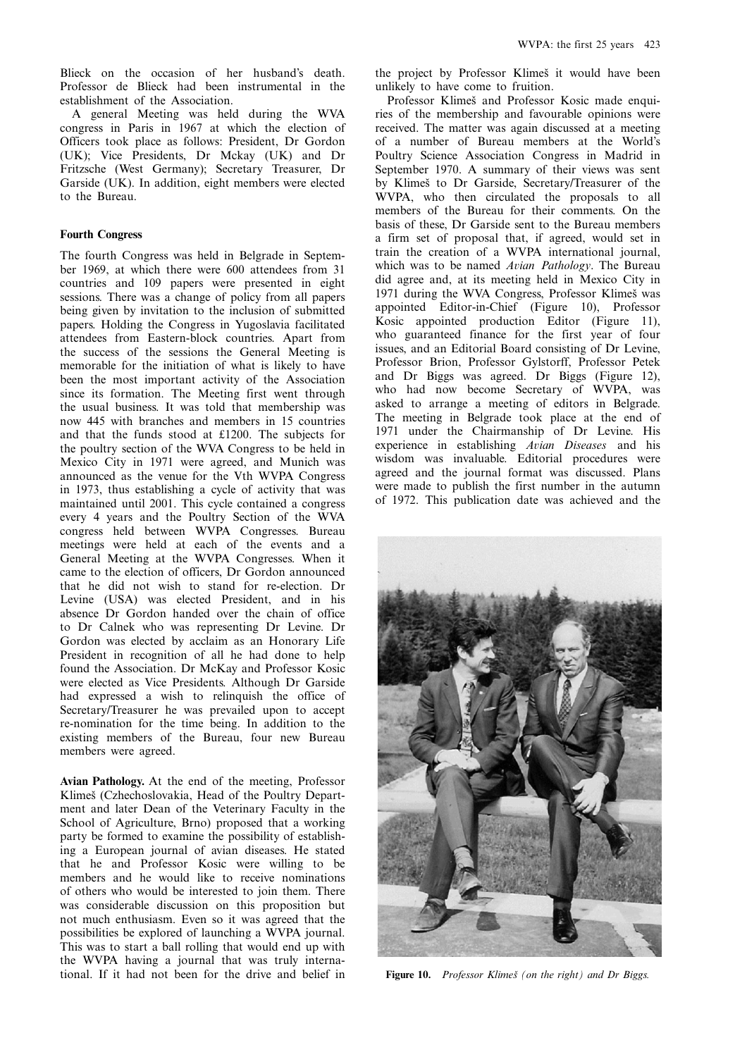Blieck on the occasion of her husband's death. Professor de Blieck had been instrumental in the establishment of the Association.

A general Meeting was held during the WVA congress in Paris in 1967 at which the election of Officers took place as follows: President, Dr Gordon (UK); Vice Presidents, Dr Mckay (UK) and Dr Fritzsche (West Germany); Secretary Treasurer, Dr Garside (UK). In addition, eight members were elected to the Bureau.

### Fourth Congress

The fourth Congress was held in Belgrade in September 1969, at which there were 600 attendees from 31 countries and 109 papers were presented in eight sessions. There was a change of policy from all papers being given by invitation to the inclusion of submitted papers. Holding the Congress in Yugoslavia facilitated attendees from Eastern-block countries. Apart from the success of the sessions the General Meeting is memorable for the initiation of what is likely to have been the most important activity of the Association since its formation. The Meeting first went through the usual business. It was told that membership was now 445 with branches and members in 15 countries and that the funds stood at £1200. The subjects for the poultry section of the WVA Congress to be held in Mexico City in 1971 were agreed, and Munich was announced as the venue for the Vth WVPA Congress in 1973, thus establishing a cycle of activity that was maintained until 2001. This cycle contained a congress every 4 years and the Poultry Section of the WVA congress held between WVPA Congresses. Bureau meetings were held at each of the events and a General Meeting at the WVPA Congresses. When it came to the election of officers, Dr Gordon announced that he did not wish to stand for re-election. Dr Levine (USA) was elected President, and in his absence Dr Gordon handed over the chain of office to Dr Calnek who was representing Dr Levine. Dr Gordon was elected by acclaim as an Honorary Life President in recognition of all he had done to help found the Association. Dr McKay and Professor Kosic were elected as Vice Presidents. Although Dr Garside had expressed a wish to relinquish the office of Secretary/Treasurer he was prevailed upon to accept re-nomination for the time being. In addition to the existing members of the Bureau, four new Bureau members were agreed.

**Avian Pathology.** At the end of the meeting, Professor Klimeš (Czhechoslovakia, Head of the Poultry Department and later Dean of the Veterinary Faculty in the School of Agriculture, Brno) proposed that a working party be formed to examine the possibility of establishing a European journal of avian diseases. He stated that he and Professor Kosic were willing to be members and he would like to receive nominations of others who would be interested to join them. There was considerable discussion on this proposition but not much enthusiasm. Even so it was agreed that the possibilities be explored of launching a WVPA journal. This was to start a ball rolling that would end up with the WVPA having a journal that was truly international. If it had not been for the drive and belief in the project by Professor Klimeš it would have been unlikely to have come to fruition.

Professor Klimeš and Professor Kosic made enquiries of the membership and favourable opinions were received. The matter was again discussed at a meeting of a number of Bureau members at the World's Poultry Science Association Congress in Madrid in September 1970. A summary of their views was sent by Klimeš to Dr Garside, Secretary/Treasurer of the WVPA, who then circulated the proposals to all members of the Bureau for their comments. On the basis of these, Dr Garside sent to the Bureau members a firm set of proposal that, if agreed, would set in train the creation of a WVPA international journal, which was to be named *Avian Pathology*. The Bureau did agree and, at its meeting held in Mexico City in 1971 during the WVA Congress, Professor Klimeš was appointed Editor-in-Chief (Figure 10), Professor Kosic appointed production Editor (Figure 11), who guaranteed finance for the first year of four issues, and an Editorial Board consisting of Dr Levine, Professor Brion, Professor Gylstorff, Professor Petek and Dr Biggs was agreed. Dr Biggs (Figure 12), who had now become Secretary of WVPA, was asked to arrange a meeting of editors in Belgrade. The meeting in Belgrade took place at the end of 1971 under the Chairmanship of Dr Levine. His experience in establishing *Avian Diseases* and his wisdom was invaluable. Editorial procedures were agreed and the journal format was discussed. Plans were made to publish the first number in the autumn of 1972. This publication date was achieved and the

**Figure 10.** *Professor Klimeš (on the right) and Dr Biggs.*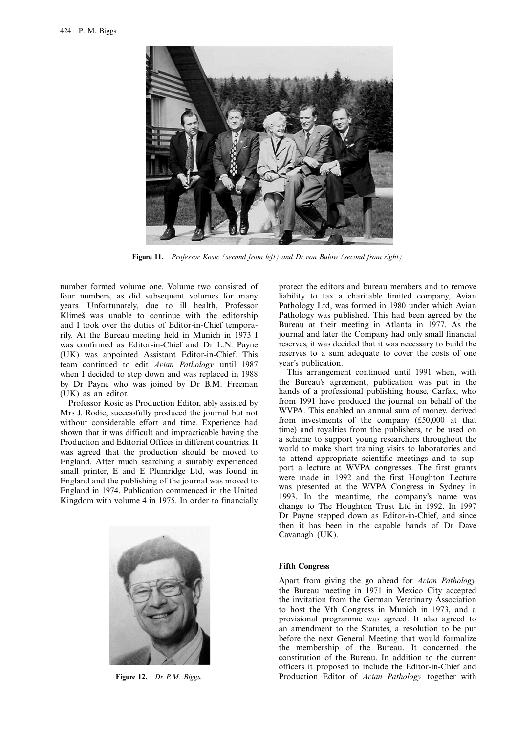**Figure 11.** *Professor Kosic (second from left) and Dr von Bulow (second from right).*

number formed volume one. Volume two consisted of four numbers, as did subsequent volumes for many years. Unfortunately, due to ill health, Professor Klimeš was unable to continue with the editorship and I took over the duties of Editor-in-Chief temporarily. At the Bureau meeting held in Munich in 1973 I was confirmed as Editor-in-Chief and Dr L.N. Payne (UK) was appointed Assistant Editor-in-Chief. This team continued to edit *Avian Pathology* until 1987 when I decided to step down and was replaced in 1988 by Dr Payne who was joined by Dr B.M. Freeman (UK) as an editor.

Professor Kosic as Production Editor, ably assisted by Mrs J. Rodic, successfully produced the journal but not without considerable effort and time. Experience had shown that it was difficult and impracticable having the Production and Editorial Offices in different countries. It was agreed that the production should be moved to England. After much searching a suitably experienced small printer, E and E Plumridge Ltd, was found in England and the publishing of the journal was moved to England in 1974. Publication commenced in the United Kingdom with volume 4 in 1975. In order to financially protect the editors and bureau members and to remove liability to tax a charitable limited company, Avian Pathology Ltd, was formed in 1980 under which Avian Pathology was published. This had been agreed by the Bureau at their meeting in Atlanta in 1977. As the journal and later the Company had only small financial reserves, it was decided that it was necessary to build the reserves to a sum adequate to cover the costs of one year's publication.

**Figure 12.** *Dr P.M. Biggs.*

This arrangement continued until 1991 when, with the Bureau's agreement, publication was put in the hands of a professional publishing house, Carfax, who from 1991 have produced the journal on behalf of the WVPA. This enabled an annual sum of money, derived from investments of the company (£50,000 at that time) and royalties from the publishers, to be used on a scheme to support young researchers throughout the world to make short training visits to laboratories and to attend appropriate scientific meetings and to support a lecture at WVPA congresses. The first grants were made in 1992 and the first Houghton Lecture was presented at the WVPA Congress in Sydney in 1993. In the meantime, the company's name was change to The Houghton Trust Ltd in 1992. In 1997 Dr Payne stepped down as Editor-in-Chief, and since then it has been in the capable hands of Dr Dave Cavanagh (UK).

### Fifth Congress

Apart from giving the go ahead for *Avian Pathology* the Bureau meeting in 1971 in Mexico City accepted the invitation from the German Veterinary Association to host the Vth Congress in Munich in 1973, and a provisional programme was agreed. It also agreed to an amendment to the Statutes, a resolution to be put before the next General Meeting that would formalize the membership of the Bureau. It concerned the constitution of the Bureau. In addition to the current officers it proposed to include the Editor-in-Chief and Production Editor of *Avian Pathology* together with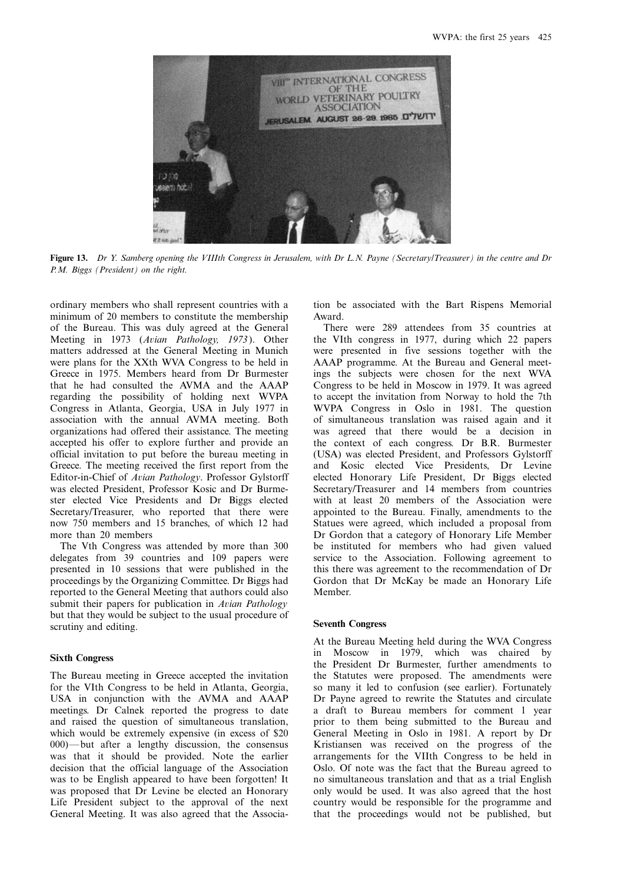**Figure 13.** *Dr Y. Samberg opening the VIIIth Congress in Jerusalem, with Dr L.N. Payne (Secretary/Treasurer) in the centre and Dr P.M. Biggs (President) on the right.*

ordinary members who shall represent countries with a minimum of 20 members to constitute the membership of the Bureau. This was duly agreed at the General Meeting in 1973 (*Avian Pathology, 1973*). Other matters addressed at the General Meeting in Munich were plans for the XXth WVA Congress to be held in Greece in 1975. Members heard from Dr Burmester that he had consulted the AVMA and the AAAP regarding the possibility of holding next WVPA Congress in Atlanta, Georgia, USA in July 1977 in association with the annual AVMA meeting. Both organizations had offered their assistance. The meeting accepted his offer to explore further and provide an official invitation to put before the bureau meeting in Greece. The meeting received the first report from the Editor-in-Chief of *Avian Pathology*. Professor Gylstorff was elected President, Professor Kosic and Dr Burmester elected Vice Presidents and Dr Biggs elected Secretary/Treasurer, who reported that there were now 750 members and 15 branches, of which 12 had more than 20 members

The Vth Congress was attended by more than 300 delegates from 39 countries and 109 papers were presented in 10 sessions that were published in the proceedings by the Organizing Committee. Dr Biggs had reported to the General Meeting that authors could also submit their papers for publication in *Avian Pathology* but that they would be subject to the usual procedure of scrutiny and editing.

### Sixth Congress

The Bureau meeting in Greece accepted the invitation for the VIth Congress to be held in Atlanta, Georgia, USA in conjunction with the AVMA and AAAP meetings. Dr Calnek reported the progress to date and raised the question of simultaneous translation, which would be extremely expensive (in excess of $20 000)—but after a lengthy discussion, the consensus was that it should be provided. Note the earlier decision that the official language of the Association was to be English appeared to have been forgotten! It was proposed that Dr Levine be elected an Honorary Life President subject to the approval of the next General Meeting. It was also agreed that the Association be associated with the Bart Rispens Memorial Award.

There were 289 attendees from 35 countries at the VIth congress in 1977, during which 22 papers were presented in five sessions together with the AAAP programme. At the Bureau and General meetings the subjects were chosen for the next WVA Congress to be held in Moscow in 1979. It was agreed to accept the invitation from Norway to hold the 7th WVPA Congress in Oslo in 1981. The question of simultaneous translation was raised again and it was agreed that there would be a decision in the context of each congress. Dr B.R. Burmester (USA) was elected President, and Professors Gylstorff and Kosic elected Vice Presidents, Dr Levine elected Honorary Life President, Dr Biggs elected Secretary/Treasurer and 14 members from countries with at least 20 members of the Association were appointed to the Bureau. Finally, amendments to the Statues were agreed, which included a proposal from Dr Gordon that a category of Honorary Life Member be instituted for members who had given valued service to the Association. Following agreement to this there was agreement to the recommendation of Dr Gordon that Dr McKay be made an Honorary Life Member.

### Seventh Congress

At the Bureau Meeting held during the WVA Congress in Moscow in 1979, which was chaired by the President Dr Burmester, further amendments to the Statutes were proposed. The amendments were so many it led to confusion (see earlier). Fortunately Dr Payne agreed to rewrite the Statutes and circulate a draft to Bureau members for comment 1 year prior to them being submitted to the Bureau and General Meeting in Oslo in 1981. A report by Dr Kristiansen was received on the progress of the arrangements for the VIIth Congress to be held in Oslo. Of note was the fact that the Bureau agreed to no simultaneous translation and that as a trial English only would be used. It was also agreed that the host country would be responsible for the programme and that the proceedings would not be published, but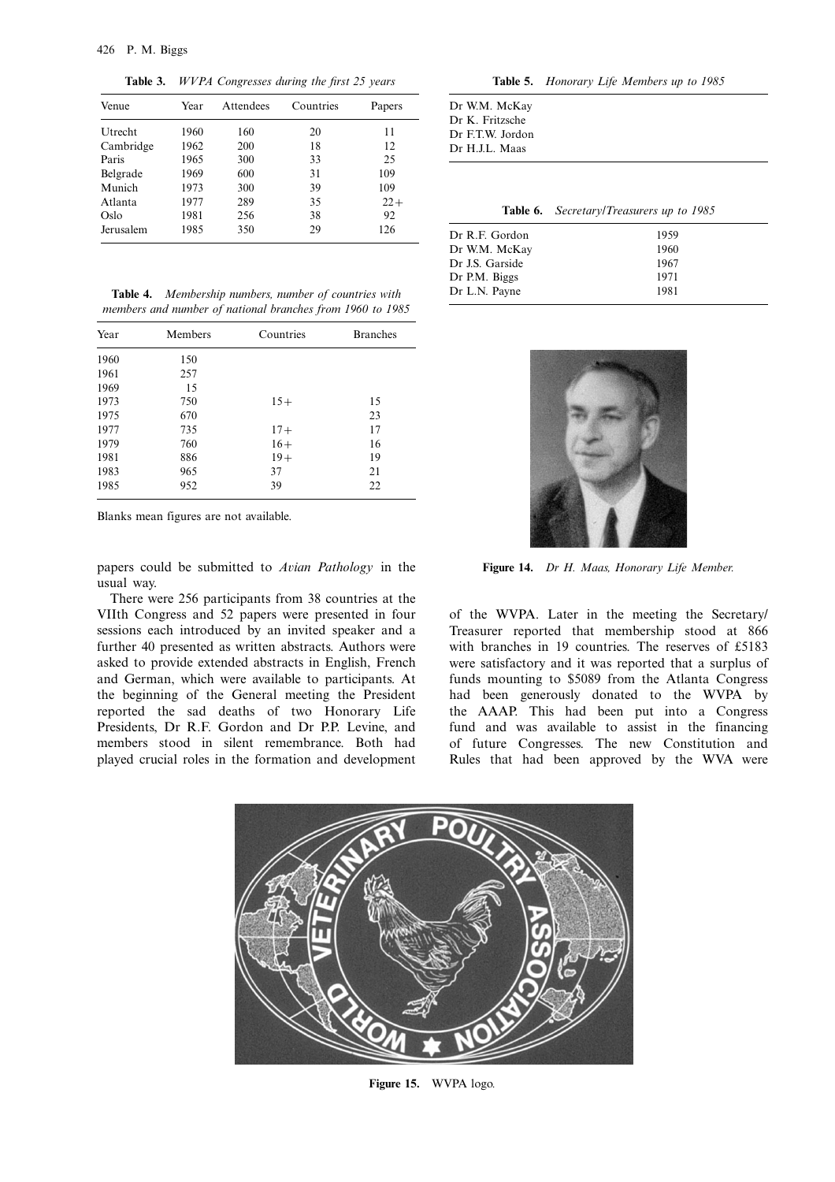**Table 3.** *WVPA Congresses during the first 25 years*

| Venue | Year | Attendees | Countries | Papers |
|---|---|---|---|---|
| Utrecht | 1960 | 160 | 20 | 11 |
| Cambridge | 1962 | 200 | 18 | 12 |
| Paris | 1965 | 300 | 33 | 25 |
| Belgrade | 1969 | 600 | 31 | 109 |
| Munich | 1973 | 300 | 39 | 109 |
| Atlanta | 1977 | 289 | 35 | 22+ |
| Oslo | 1981 | 256 | 38 | 92 |
| Jerusalem | 1985 | 350 | 29 | 126 |

**Table 4.** *Membership numbers, number of countries with members and number of national branches from 1960 to 1985*

| Year | Members | Countries | Branches |
|---|---|---|---|
| 1960 | 150 | | |
| 1961 | 257 | | |
| 1969 | 15 | | |
| 1973 | 750 | 15+ | 15 |
| 1975 | 670 | | 23 |
| 1977 | 735 | 17+ | 17 |
| 1979 | 760 | 16+ | 16 |
| 1981 | 886 | 19+ | 19 |
| 1983 | 965 | 37 | 21 |
| 1985 | 952 | 39 | 22 |

Blanks mean figures are not available.

papers could be submitted to *Avian Pathology* in the usual way.

There were 256 participants from 38 countries at the VIIth Congress and 52 papers were presented in four sessions each introduced by an invited speaker and a further 40 presented as written abstracts. Authors were asked to provide extended abstracts in English, French and German, which were available to participants. At the beginning of the General meeting the President reported the sad deaths of two Honorary Life Presidents, Dr R.F. Gordon and Dr P.P. Levine, and members stood in silent remembrance. Both had played crucial roles in the formation and development of the WVPA. Later in the meeting the Secretary/Treasurer reported that membership stood at 866 with branches in 19 countries. The reserves of £5183 were satisfactory and it was reported that a surplus of funds mounting to $5089 from the Atlanta Congress had been generously donated to the WVPA by the AAAP. This had been put into a Congress fund and was available to assist in the financing of future Congresses. The new Constitution and Rules that had been approved by the WVA were

**Table 5.** *Honorary Life Members up to 1985*

| |
|---|
| Dr W.M. McKay |
| Dr K. Fritzsche |
| Dr F.T.W. Jordon |
| Dr H.J.L. Maas |

**Table 6.** *Secretary/Treasurers up to 1985*

| | |
|---|---|
| Dr R.F. Gordon | 1959 |
| Dr W.M. McKay | 1960 |
| Dr J.S. Garside | 1967 |
| Dr P.M. Biggs | 1971 |
| Dr L.N. Payne | 1981 |

**Figure 14.** *Dr H. Maas, Honorary Life Member.*

**Figure 15.** WVPA logo.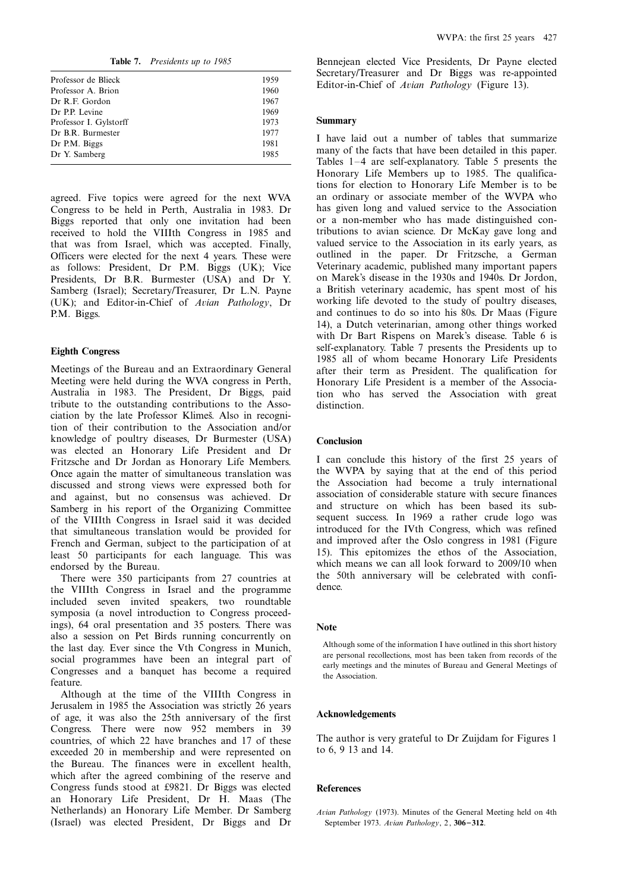**Table 7.** *Presidents up to 1985*

| | |
|---|---|
| Professor de Blieck | 1959 |
| Professor A. Brion | 1960 |
| Dr R.F. Gordon | 1967 |
| Dr P.P. Levine | 1969 |
| Professor I. Gylstorff | 1973 |
| Dr B.R. Burmester | 1977 |
| Dr P.M. Biggs | 1981 |
| Dr Y. Samberg | 1985 |

agreed. Five topics were agreed for the next WVA Congress to be held in Perth, Australia in 1983. Dr Biggs reported that only one invitation had been received to hold the VIIIth Congress in 1985 and that was from Israel, which was accepted. Finally, Officers were elected for the next 4 years. These were as follows: President, Dr P.M. Biggs (UK); Vice Presidents, Dr B.R. Burmester (USA) and Dr Y. Samberg (Israel); Secretary/Treasurer, Dr L.N. Payne (UK); and Editor-in-Chief of *Avian Pathology*, Dr P.M. Biggs.

## Eighth Congress

Meetings of the Bureau and an Extraordinary General Meeting were held during the WVA congress in Perth, Australia in 1983. The President, Dr Biggs, paid tribute to the outstanding contributions to the Association by the late Professor Klimeš. Also in recognition of their contribution to the Association and/or knowledge of poultry diseases, Dr Burmester (USA) was elected an Honorary Life President and Dr Fritzsche and Dr Jordan as Honorary Life Members. Once again the matter of simultaneous translation was discussed and strong views were expressed both for and against, but no consensus was achieved. Dr Samberg in his report of the Organizing Committee of the VIIIth Congress in Israel said it was decided that simultaneous translation would be provided for French and German, subject to the participation of at least 50 participants for each language. This was endorsed by the Bureau.

There were 350 participants from 27 countries at the VIIIth Congress in Israel and the programme included seven invited speakers, two roundtable symposia (a novel introduction to Congress proceedings), 64 oral presentation and 35 posters. There was also a session on Pet Birds running concurrently on the last day. Ever since the Vth Congress in Munich, social programmes have been an integral part of Congresses and a banquet has become a required feature.

Although at the time of the VIIIth Congress in Jerusalem in 1985 the Association was strictly 26 years of age, it was also the 25th anniversary of the first Congress. There were now 952 members in 39 countries, of which 22 have branches and 17 of these exceeded 20 in membership and were represented on the Bureau. The finances were in excellent health, which after the agreed combining of the reserve and Congress funds stood at £9821. Dr Biggs was elected an Honorary Life President, Dr H. Maas (The Netherlands) an Honorary Life Member. Dr Samberg (Israel) was elected President, Dr Biggs and Dr Bennejean elected Vice Presidents, Dr Payne elected Secretary/Treasurer and Dr Biggs was re-appointed Editor-in-Chief of *Avian Pathology* (Figure 13).

## Summary

I have laid out a number of tables that summarize many of the facts that have been detailed in this paper. Tables 1–4 are self-explanatory. Table 5 presents the Honorary Life Members up to 1985. The qualifications for election to Honorary Life Member is to be an ordinary or associate member of the WVPA who has given long and valued service to the Association or a non-member who has made distinguished contributions to avian science. Dr McKay gave long and valued service to the Association in its early years, as outlined in the paper. Dr Fritzsche, a German Veterinary academic, published many important papers on Marek's disease in the 1930s and 1940s. Dr Jordon, a British veterinary academic, has spent most of his working life devoted to the study of poultry diseases, and continues to do so into his 80s. Dr Maas (Figure 14), a Dutch veterinarian, among other things worked with Dr Bart Rispens on Marek's disease. Table 6 is self-explanatory. Table 7 presents the Presidents up to 1985 all of whom became Honorary Life Presidents after their term as President. The qualification for Honorary Life President is a member of the Association who has served the Association with great distinction.

## Conclusion

I can conclude this history of the first 25 years of the WVPA by saying that at the end of this period the Association had become a truly international association of considerable stature with secure finances and structure on which has been based its subsequent success. In 1969 a rather crude logo was introduced for the IVth Congress, which was refined and improved after the Oslo congress in 1981 (Figure 15). This epitomizes the ethos of the Association, which means we can all look forward to 2009/10 when the 50th anniversary will be celebrated with confidence.

## Note

Although some of the information I have outlined in this short history are personal recollections, most has been taken from records of the early meetings and the minutes of Bureau and General Meetings of the Association.

## Acknowledgements

The author is very grateful to Dr Zuijdam for Figures 1 to 6, 9 13 and 14.

## References

*Avian Pathology* (1973). Minutes of the General Meeting held on 4th September 1973. *Avian Pathology*, 2, **306–312**.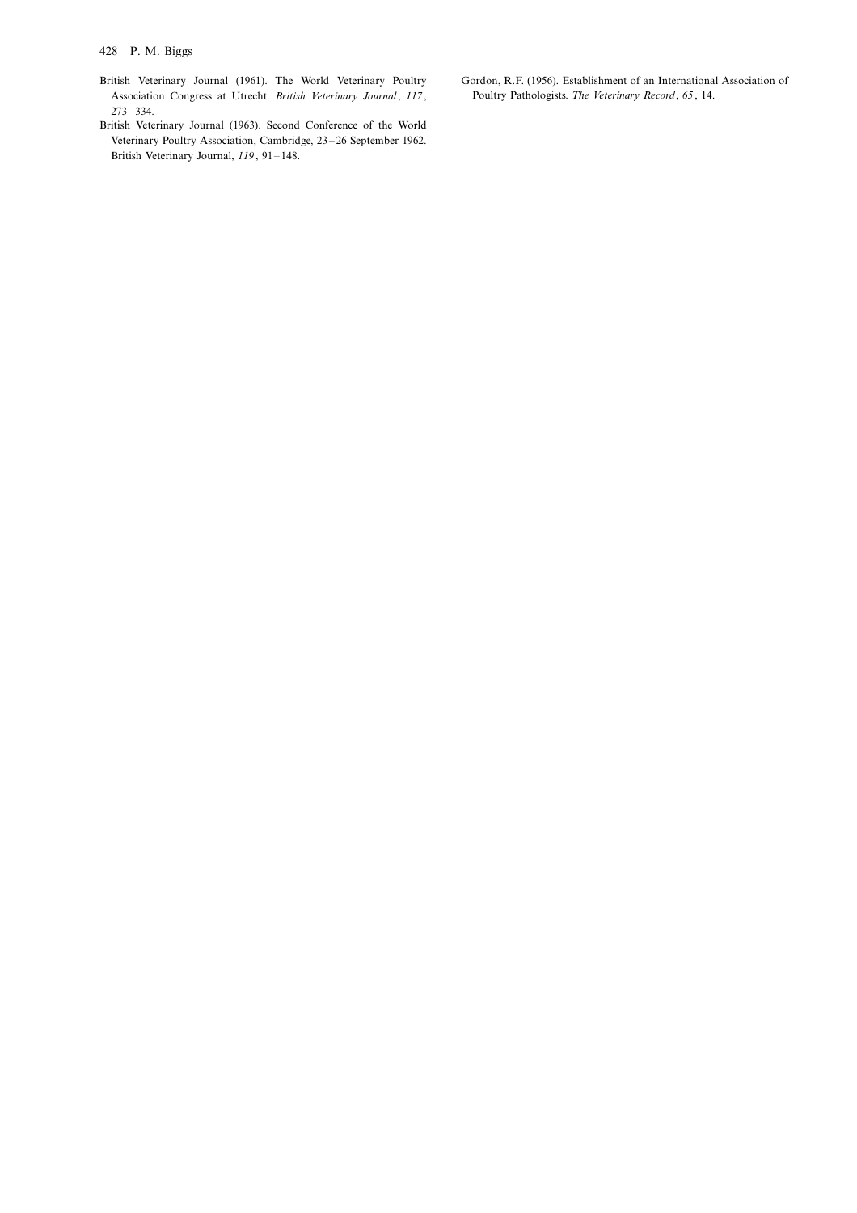British Veterinary Journal (1961). The World Veterinary Poultry Association Congress at Utrecht. *British Veterinary Journal*, *117*, 273–334.

British Veterinary Journal (1963). Second Conference of the World Veterinary Poultry Association, Cambridge, 23–26 September 1962. British Veterinary Journal, *119*, 91–148.

Gordon, R.F. (1956). Establishment of an International Association of Poultry Pathologists. *The Veterinary Record*, *65*, 14.